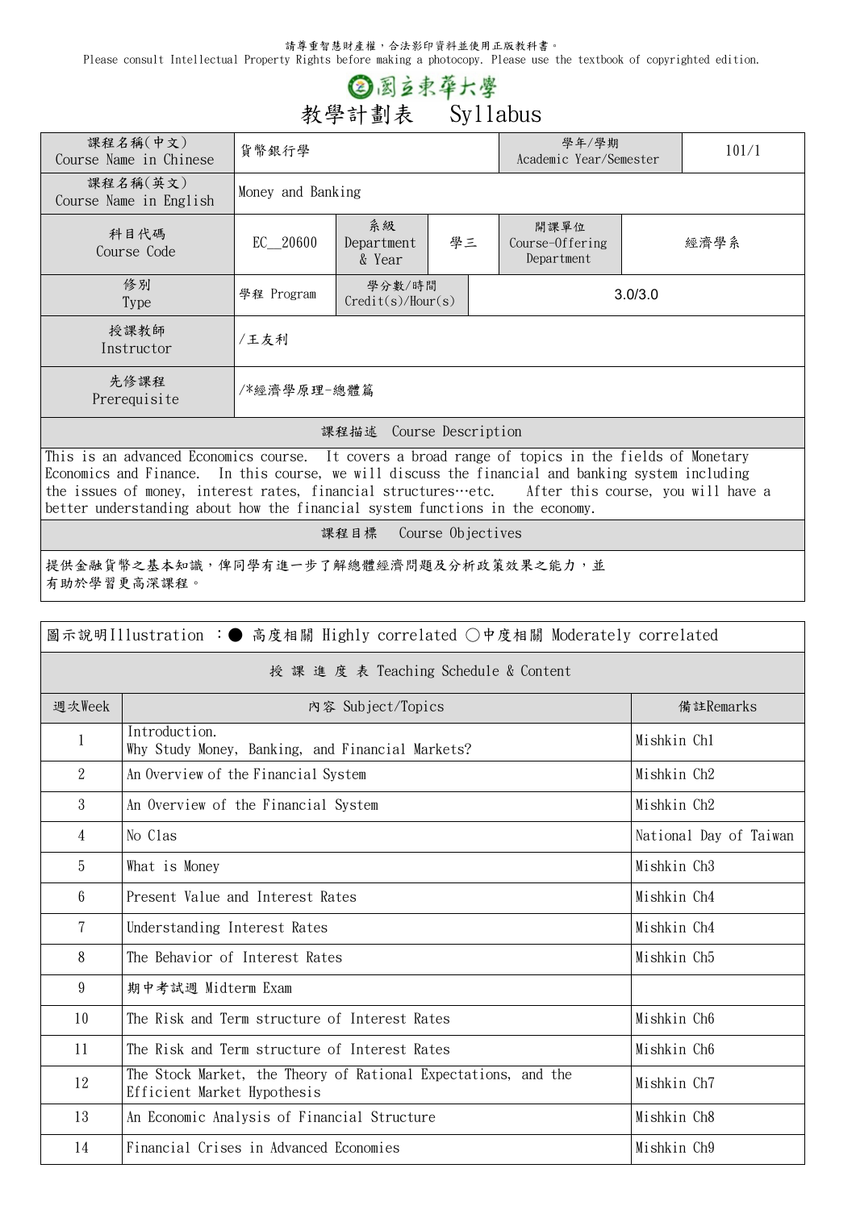請尊重智慧財產權，合法影印資料並使用正版教科書。
Please consult Intellectual Property Rights before making a photocopy. Please use the textbook of copyrighted edition.

# 國立東華大學

## 教學計劃表 Syllabus

| 課程名稱(中文) Course Name in Chinese | 貨幣銀行學 | | | 學年/學期 Academic Year/Semester | 101/1 |
|---|---|---|---|---|---|
| 課程名稱(英文) Course Name in English | Money and Banking | | | | |
| 科目代碼 Course Code | EC__20600 | 系級 Department & Year | 學三 | 開課單位 Course-Offering Department | 經濟學系 |
| 修別 Type | 學程 Program | 學分數/時間 Credit(s)/Hour(s) | 3.0/3.0 | | |
| 授課教師 Instructor | /王友利 | | | | |
| 先修課程 Prerequisite | /*經濟學原理-總體篇 | | | | |

### 課程描述 Course Description

This is an advanced Economics course. It covers a broad range of topics in the fields of Monetary Economics and Finance. In this course, we will discuss the financial and banking system including the issues of money, interest rates, financial structures…etc. After this course, you will have a better understanding about how the financial system functions in the economy.

### 課程目標 Course Objectives

提供金融貨幣之基本知識，俾同學有進一步了解總體經濟問題及分析政策效果之能力，並有助於學習更高深課程。

圖示說明Illustration ：● 高度相關 Highly correlated ○中度相關 Moderately correlated

### 授 課 進 度 表 Teaching Schedule & Content

| 週次Week | 內容 Subject/Topics | 備註Remarks |
|---|---|---|
| 1 | Introduction.<br>Why Study Money, Banking, and Financial Markets? | Mishkin Ch1 |
| 2 | An Overview of the Financial System | Mishkin Ch2 |
| 3 | An Overview of the Financial System | Mishkin Ch2 |
| 4 | No Clas | National Day of Taiwan |
| 5 | What is Money | Mishkin Ch3 |
| 6 | Present Value and Interest Rates | Mishkin Ch4 |
| 7 | Understanding Interest Rates | Mishkin Ch4 |
| 8 | The Behavior of Interest Rates | Mishkin Ch5 |
| 9 | 期中考試週 Midterm Exam | |
| 10 | The Risk and Term structure of Interest Rates | Mishkin Ch6 |
| 11 | The Risk and Term structure of Interest Rates | Mishkin Ch6 |
| 12 | The Stock Market, the Theory of Rational Expectations, and the Efficient Market Hypothesis | Mishkin Ch7 |
| 13 | An Economic Analysis of Financial Structure | Mishkin Ch8 |
| 14 | Financial Crises in Advanced Economies | Mishkin Ch9 |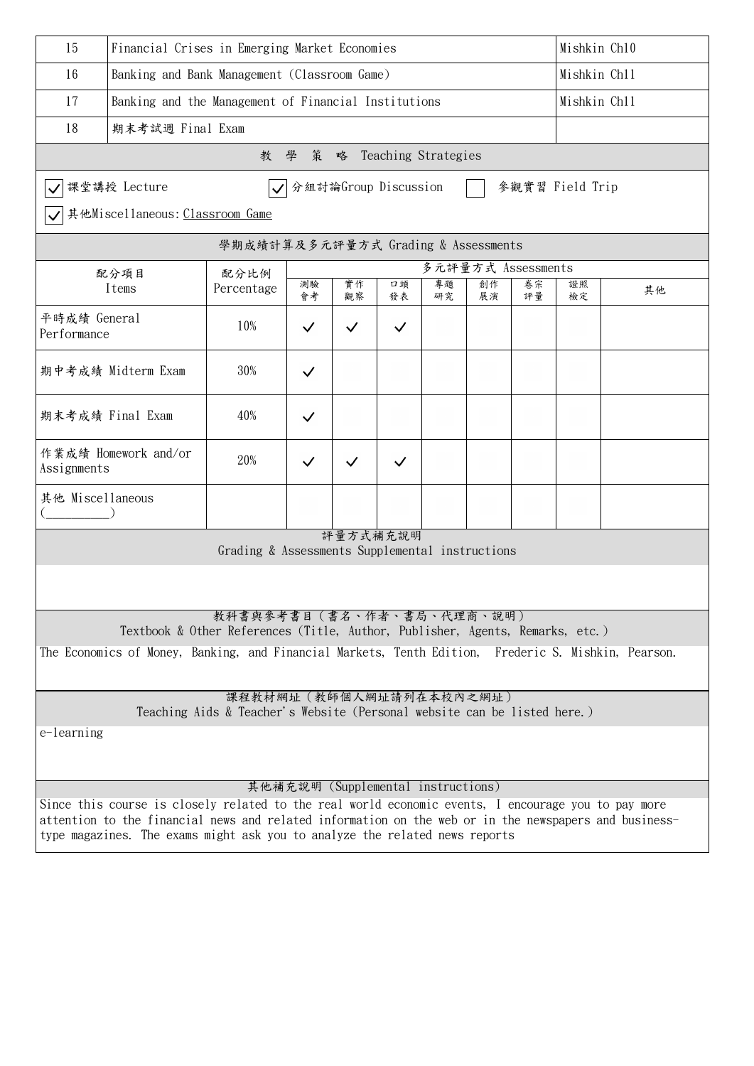| | | |
|---|---|---|
| 15 | Financial Crises in Emerging Market Economies | Mishkin Ch10 |
| 16 | Banking and Bank Management (Classroom Game) | Mishkin Ch11 |
| 17 | Banking and the Management of Financial Institutions | Mishkin Ch11 |
| 18 | 期末考試週 Final Exam | |

## 教 學 策 略 Teaching Strategies

☑ 課堂講授 Lecture　☑ 分組討論Group Discussion　☐ 參觀實習 Field Trip

☑ 其他Miscellaneous: Classroom Game

## 學期成績計算及多元評量方式 Grading & Assessments

| 配分項目 Items | 配分比例 Percentage | 多元評量方式 Assessments | | | | | | | |
|---|---|---|---|---|---|---|---|---|---|
| | | 測驗會考 | 實作觀察 | 口頭發表 | 專題研究 | 創作展演 | 卷宗評量 | 證照檢定 | 其他 |
| 平時成績 General Performance | 10% | ✓ | ✓ | ✓ | | | | | |
| 期中考成績 Midterm Exam | 30% | ✓ | | | | | | | |
| 期末考成績 Final Exam | 40% | ✓ | | | | | | | |
| 作業成績 Homework and/or Assignments | 20% | ✓ | ✓ | ✓ | | | | | |
| 其他 Miscellaneous (__________) | | | | | | | | | |

## 評量方式補充說明 Grading & Assessments Supplemental instructions

## 教科書與參考書目（書名、作者、書局、代理商、說明） Textbook & Other References (Title, Author, Publisher, Agents, Remarks, etc.)

The Economics of Money, Banking, and Financial Markets, Tenth Edition, Frederic S. Mishkin, Pearson.

## 課程教材網址（教師個人網址請列在本校內之網址） Teaching Aids & Teacher's Website (Personal website can be listed here.)

e-learning

## 其他補充說明 (Supplemental instructions)

Since this course is closely related to the real world economic events, I encourage you to pay more attention to the financial news and related information on the web or in the newspapers and business-type magazines. The exams might ask you to analyze the related news reports